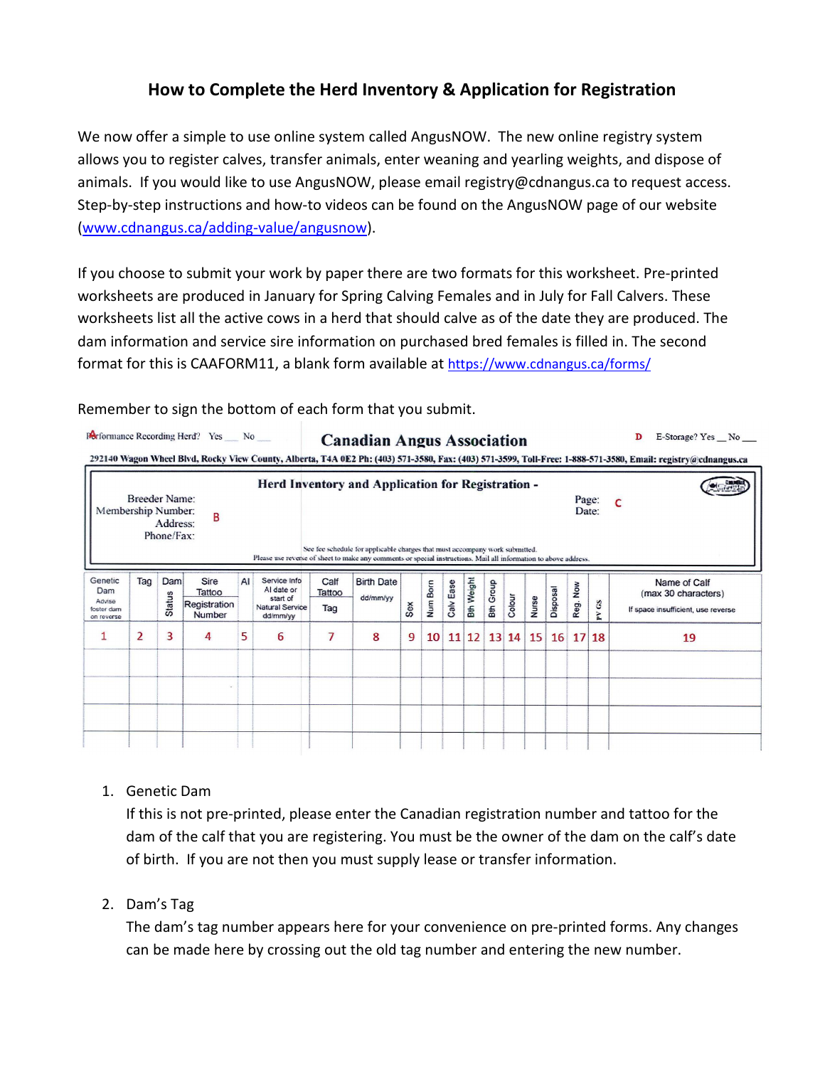# How to Complete the Herd Inventory & Application for Registration

We now offer a simple to use online system called AngusNOW. The new online registry system allows you to register calves, transfer animals, enter weaning and yearling weights, and dispose of animals. If you would like to use AngusNOW, please email registry@cdnangus.ca to request access. Step-by-step instructions and how-to videos can be found on the AngusNOW page of our website (www.cdnangus.ca/adding-value/angusnow).

If you choose to submit your work by paper there are two formats for this worksheet. Pre-printed worksheets are produced in January for Spring Calving Females and in July for Fall Calvers. These worksheets list all the active cows in a herd that should calve as of the date they are produced. The dam information and service sire information on purchased bred females is filled in. The second format for this is CAAFORM11, a blank form available at https://www.cdnangus.ca/forms/

Remember to sign the bottom of each form that you submit.

A Performance Recording Herd? Yes ___ No ___

**Canadian Angus Association**

D E-Storage? Yes __ No ___

292140 Wagon Wheel Blvd, Rocky View County, Alberta, T4A 0E2 Ph: (403) 571-3580, Fax: (403) 571-3599, Toll-Free: 1-888-571-3580, Email: registry@cdnangus.ca

**Herd Inventory and Application for Registration -**

Breeder Name:
Membership Number: B
Address:
Phone/Fax:

Page: C
Date:

See fee schedule for applicable charges that must accompany work submitted.
Please use reverse of sheet to make any comments or special instructions. Mail all information to above address.

| Genetic Dam (Advise foster dam on reverse) | Tag | Dam Status | Sire Tattoo / Registration Number | AI | Service Info AI date or start of Natural Service dd/mm/yy | Calf Tattoo / Tag | Birth Date dd/mm/yy | Sex | Num Born | Calv Ease | Bth Weight | Bth Group | Colour | Nurse | Disposal | Reg. Now | PV GS | Name of Calf (max 30 characters) If space insufficient, use reverse |
|---|---|---|---|---|---|---|---|---|---|---|---|---|---|---|---|---|---|---|
| 1 | 2 | 3 | 4 | 5 | 6 | 7 | 8 | 9 | 10 | 11 | 12 | 13 | 14 | 15 | 16 | 17 | 18 | 19 |
| | | | | | | | | | | | | | | | | | | |
| | | | | | | | | | | | | | | | | | | |
| | | | | | | | | | | | | | | | | | | |
| | | | | | | | | | | | | | | | | | | |

1. Genetic Dam
   If this is not pre-printed, please enter the Canadian registration number and tattoo for the dam of the calf that you are registering. You must be the owner of the dam on the calf's date of birth. If you are not then you must supply lease or transfer information.

2. Dam's Tag
   The dam's tag number appears here for your convenience on pre-printed forms. Any changes can be made here by crossing out the old tag number and entering the new number.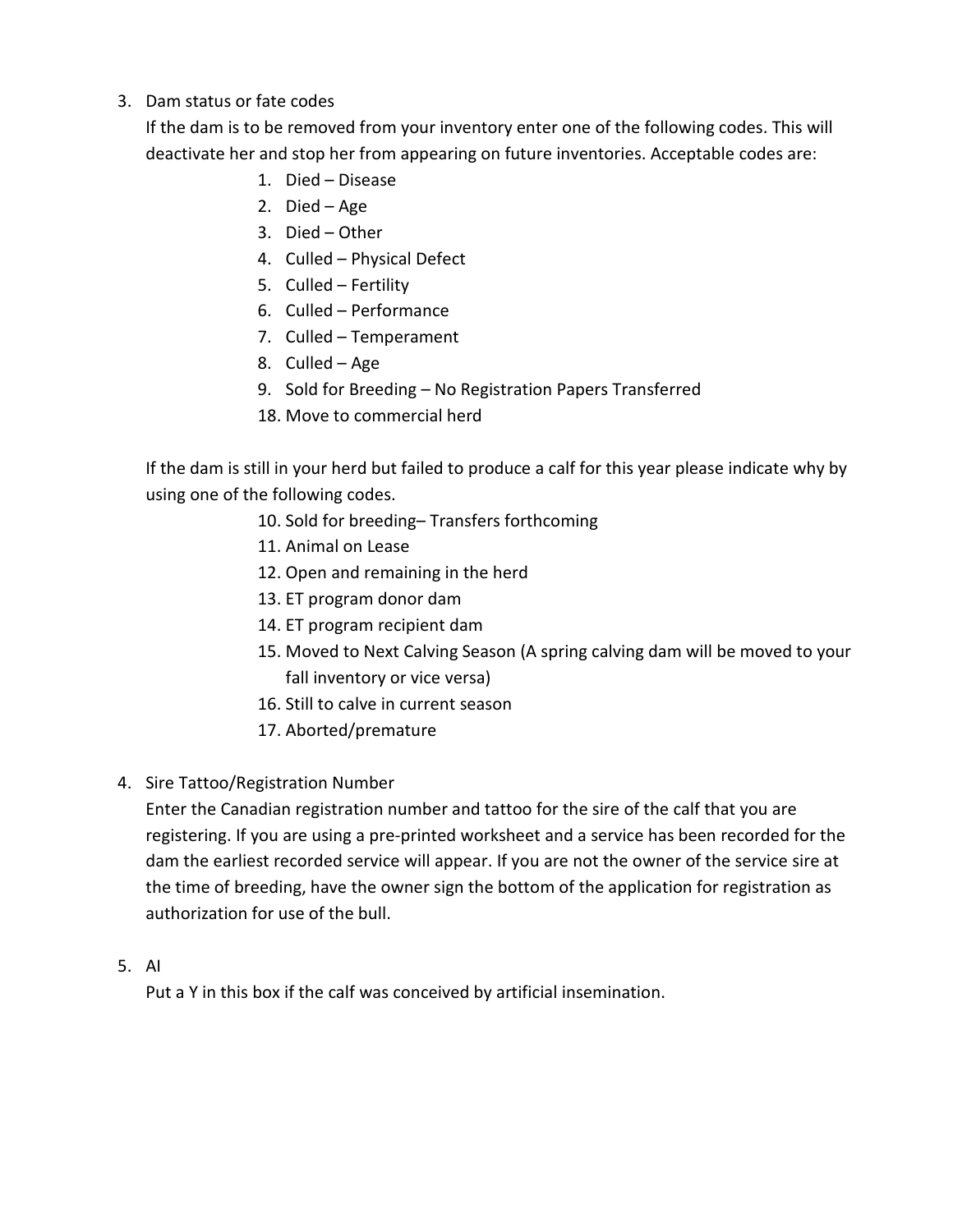3. Dam status or fate codes

   If the dam is to be removed from your inventory enter one of the following codes. This will deactivate her and stop her from appearing on future inventories. Acceptable codes are:

   1. Died – Disease
   2. Died – Age
   3. Died – Other
   4. Culled – Physical Defect
   5. Culled – Fertility
   6. Culled – Performance
   7. Culled – Temperament
   8. Culled – Age
   9. Sold for Breeding – No Registration Papers Transferred
   18. Move to commercial herd

   If the dam is still in your herd but failed to produce a calf for this year please indicate why by using one of the following codes.

   10. Sold for breeding– Transfers forthcoming
   11. Animal on Lease
   12. Open and remaining in the herd
   13. ET program donor dam
   14. ET program recipient dam
   15. Moved to Next Calving Season (A spring calving dam will be moved to your fall inventory or vice versa)
   16. Still to calve in current season
   17. Aborted/premature

4. Sire Tattoo/Registration Number

   Enter the Canadian registration number and tattoo for the sire of the calf that you are registering. If you are using a pre-printed worksheet and a service has been recorded for the dam the earliest recorded service will appear. If you are not the owner of the service sire at the time of breeding, have the owner sign the bottom of the application for registration as authorization for use of the bull.

5. AI

   Put a Y in this box if the calf was conceived by artificial insemination.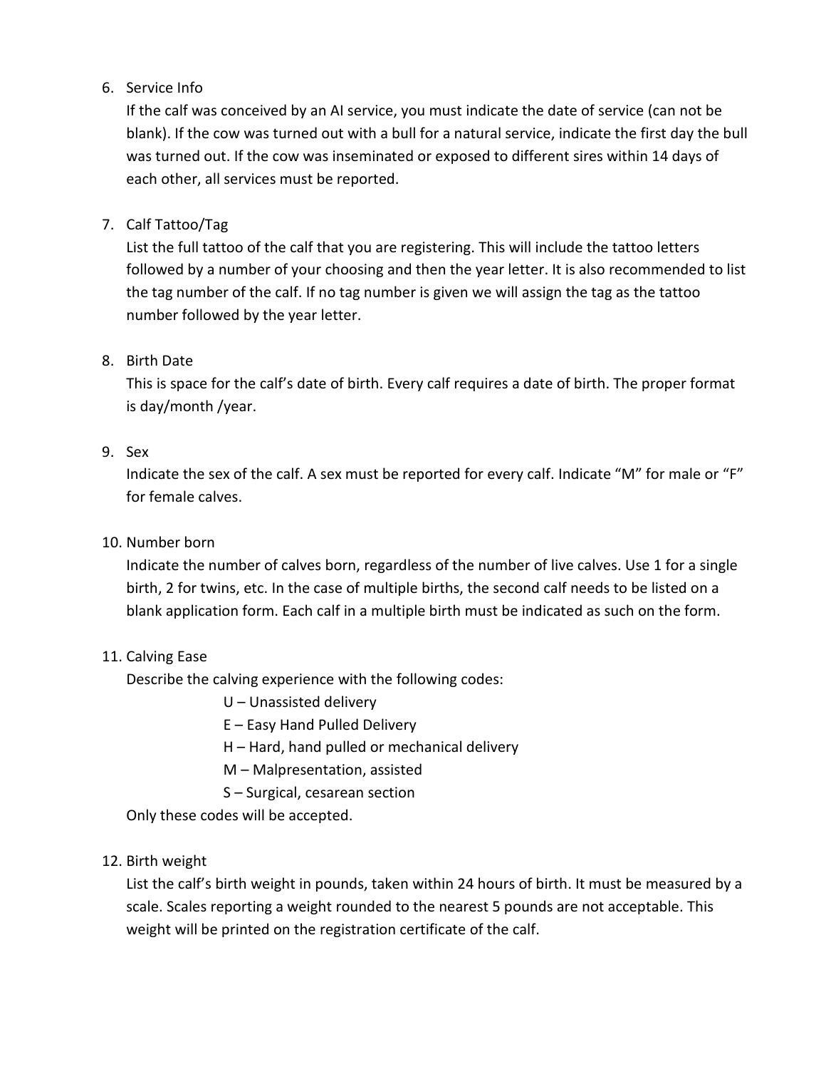6. Service Info

   If the calf was conceived by an AI service, you must indicate the date of service (can not be blank). If the cow was turned out with a bull for a natural service, indicate the first day the bull was turned out. If the cow was inseminated or exposed to different sires within 14 days of each other, all services must be reported.

7. Calf Tattoo/Tag

   List the full tattoo of the calf that you are registering. This will include the tattoo letters followed by a number of your choosing and then the year letter. It is also recommended to list the tag number of the calf. If no tag number is given we will assign the tag as the tattoo number followed by the year letter.

8. Birth Date

   This is space for the calf's date of birth. Every calf requires a date of birth. The proper format is day/month /year.

9. Sex

   Indicate the sex of the calf. A sex must be reported for every calf. Indicate "M" for male or "F" for female calves.

10. Number born

    Indicate the number of calves born, regardless of the number of live calves. Use 1 for a single birth, 2 for twins, etc. In the case of multiple births, the second calf needs to be listed on a blank application form. Each calf in a multiple birth must be indicated as such on the form.

11. Calving Ease

    Describe the calving experience with the following codes:

    - U – Unassisted delivery
    - E – Easy Hand Pulled Delivery
    - H – Hard, hand pulled or mechanical delivery
    - M – Malpresentation, assisted
    - S – Surgical, cesarean section

    Only these codes will be accepted.

12. Birth weight

    List the calf's birth weight in pounds, taken within 24 hours of birth. It must be measured by a scale. Scales reporting a weight rounded to the nearest 5 pounds are not acceptable. This weight will be printed on the registration certificate of the calf.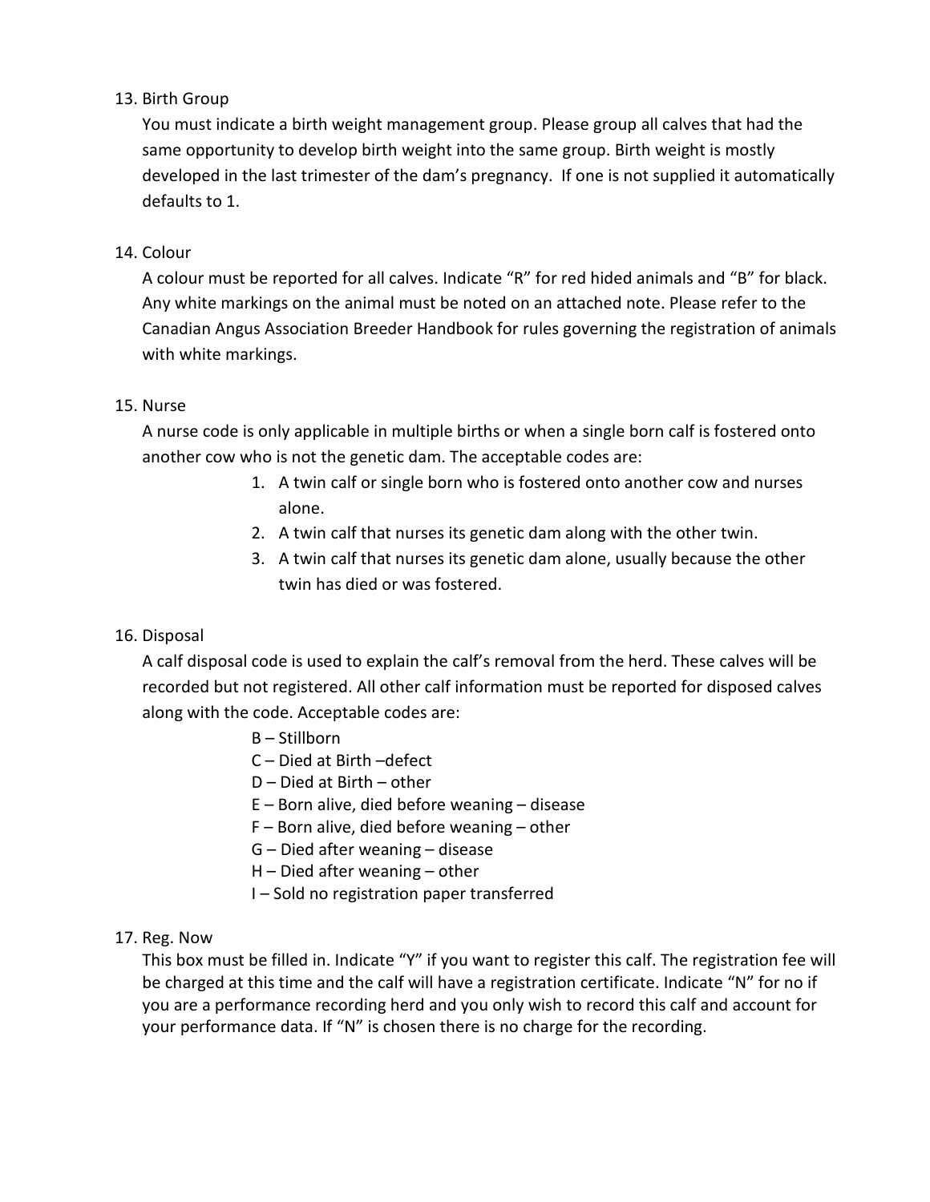13. Birth Group

    You must indicate a birth weight management group. Please group all calves that had the same opportunity to develop birth weight into the same group. Birth weight is mostly developed in the last trimester of the dam's pregnancy. If one is not supplied it automatically defaults to 1.

14. Colour

    A colour must be reported for all calves. Indicate "R" for red hided animals and "B" for black. Any white markings on the animal must be noted on an attached note. Please refer to the Canadian Angus Association Breeder Handbook for rules governing the registration of animals with white markings.

15. Nurse

    A nurse code is only applicable in multiple births or when a single born calf is fostered onto another cow who is not the genetic dam. The acceptable codes are:

    1. A twin calf or single born who is fostered onto another cow and nurses alone.
    2. A twin calf that nurses its genetic dam along with the other twin.
    3. A twin calf that nurses its genetic dam alone, usually because the other twin has died or was fostered.

16. Disposal

    A calf disposal code is used to explain the calf's removal from the herd. These calves will be recorded but not registered. All other calf information must be reported for disposed calves along with the code. Acceptable codes are:

    B – Stillborn
    C – Died at Birth –defect
    D – Died at Birth – other
    E – Born alive, died before weaning – disease
    F – Born alive, died before weaning – other
    G – Died after weaning – disease
    H – Died after weaning – other
    I – Sold no registration paper transferred

17. Reg. Now

    This box must be filled in. Indicate "Y" if you want to register this calf. The registration fee will be charged at this time and the calf will have a registration certificate. Indicate "N" for no if you are a performance recording herd and you only wish to record this calf and account for your performance data. If "N" is chosen there is no charge for the recording.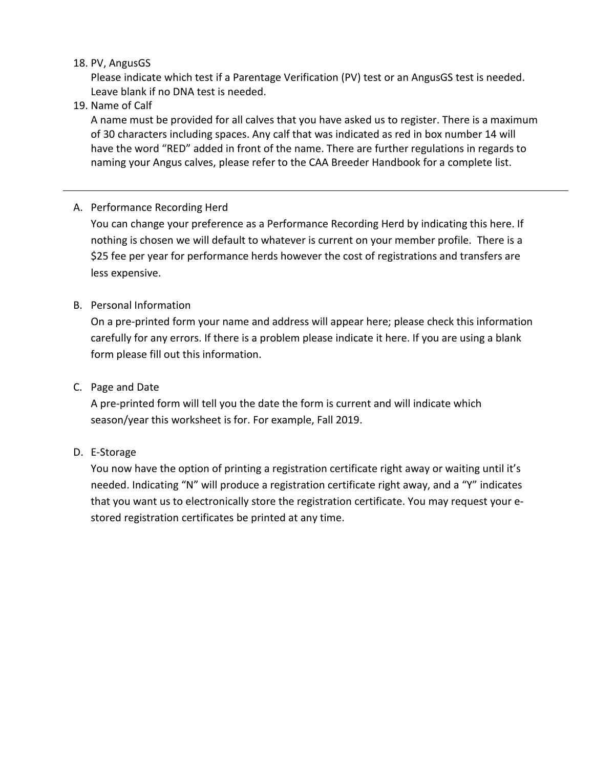18. PV, AngusGS

    Please indicate which test if a Parentage Verification (PV) test or an AngusGS test is needed. Leave blank if no DNA test is needed.

19. Name of Calf

    A name must be provided for all calves that you have asked us to register. There is a maximum of 30 characters including spaces. Any calf that was indicated as red in box number 14 will have the word "RED" added in front of the name. There are further regulations in regards to naming your Angus calves, please refer to the CAA Breeder Handbook for a complete list.

---

A. Performance Recording Herd

   You can change your preference as a Performance Recording Herd by indicating this here. If nothing is chosen we will default to whatever is current on your member profile. There is a $25 fee per year for performance herds however the cost of registrations and transfers are less expensive.

B. Personal Information

   On a pre-printed form your name and address will appear here; please check this information carefully for any errors. If there is a problem please indicate it here. If you are using a blank form please fill out this information.

C. Page and Date

   A pre-printed form will tell you the date the form is current and will indicate which season/year this worksheet is for. For example, Fall 2019.

D. E-Storage

   You now have the option of printing a registration certificate right away or waiting until it's needed. Indicating "N" will produce a registration certificate right away, and a "Y" indicates that you want us to electronically store the registration certificate. You may request your e-stored registration certificates be printed at any time.